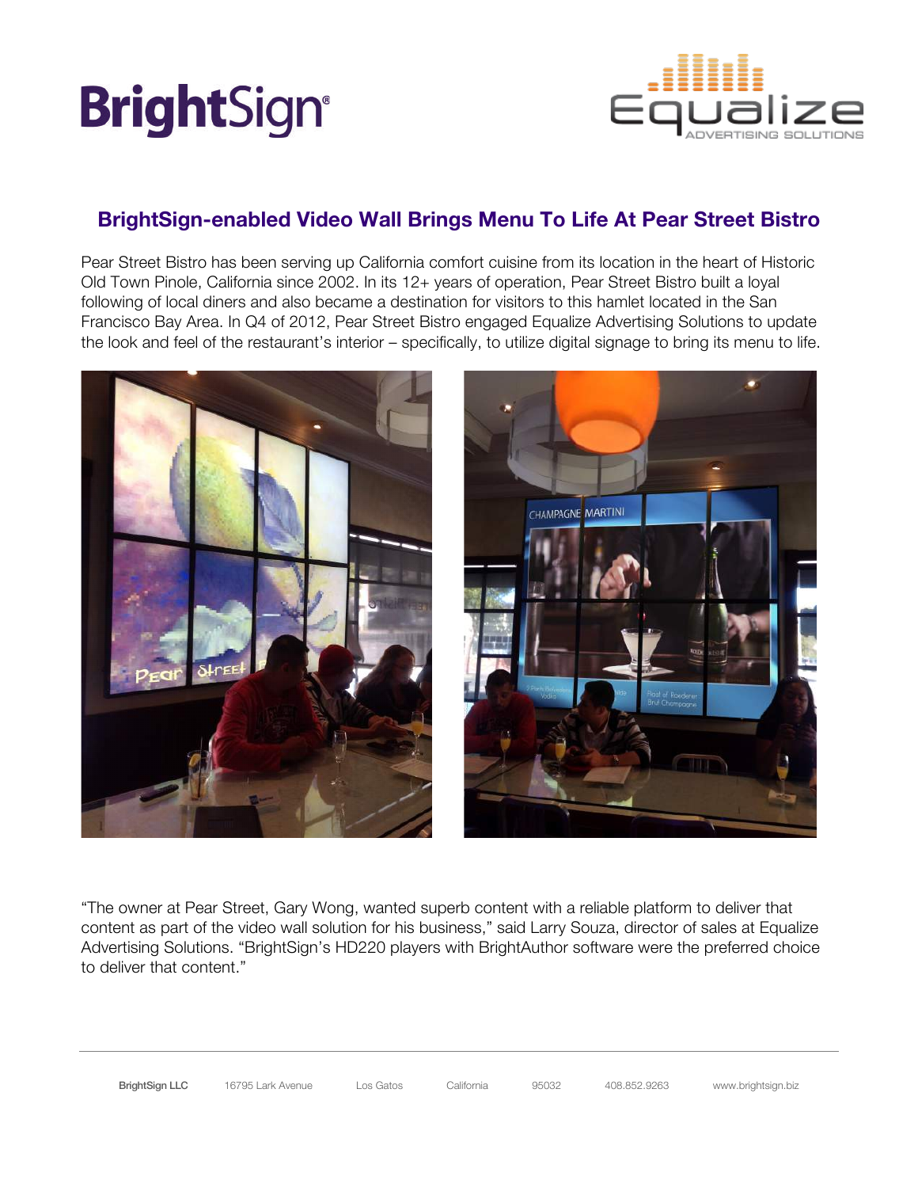BrightSign

Equalize ADVERTISING SOLUTIONS

## BrightSign-enabled Video Wall Brings Menu To Life At Pear Street Bistro

Pear Street Bistro has been serving up California comfort cuisine from its location in the heart of Historic Old Town Pinole, California since 2002. In its 12+ years of operation, Pear Street Bistro built a loyal following of local diners and also became a destination for visitors to this hamlet located in the San Francisco Bay Area. In Q4 of 2012, Pear Street Bistro engaged Equalize Advertising Solutions to update the look and feel of the restaurant's interior – specifically, to utilize digital signage to bring its menu to life.

"The owner at Pear Street, Gary Wong, wanted superb content with a reliable platform to deliver that content as part of the video wall solution for his business," said Larry Souza, director of sales at Equalize Advertising Solutions. "BrightSign's HD220 players with BrightAuthor software were the preferred choice to deliver that content."

BrightSign LLC | 16795 Lark Avenue | Los Gatos | California | 95032 | 408.852.9263 | www.brightsign.biz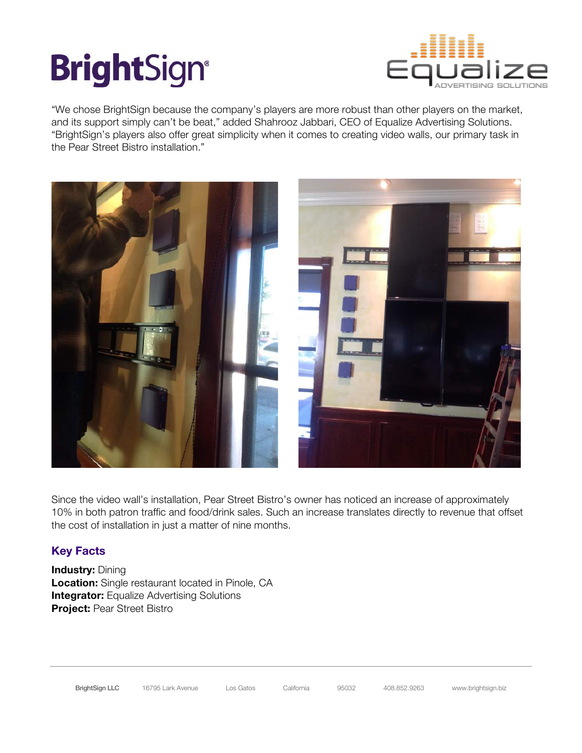"We chose BrightSign because the company's players are more robust than other players on the market, and its support simply can't be beat," added Shahrooz Jabbari, CEO of Equalize Advertising Solutions. "BrightSign's players also offer great simplicity when it comes to creating video walls, our primary task in the Pear Street Bistro installation."

Since the video wall's installation, Pear Street Bistro's owner has noticed an increase of approximately 10% in both patron traffic and food/drink sales. Such an increase translates directly to revenue that offset the cost of installation in just a matter of nine months.

## Key Facts

**Industry:** Dining
**Location:** Single restaurant located in Pinole, CA
**Integrator:** Equalize Advertising Solutions
**Project:** Pear Street Bistro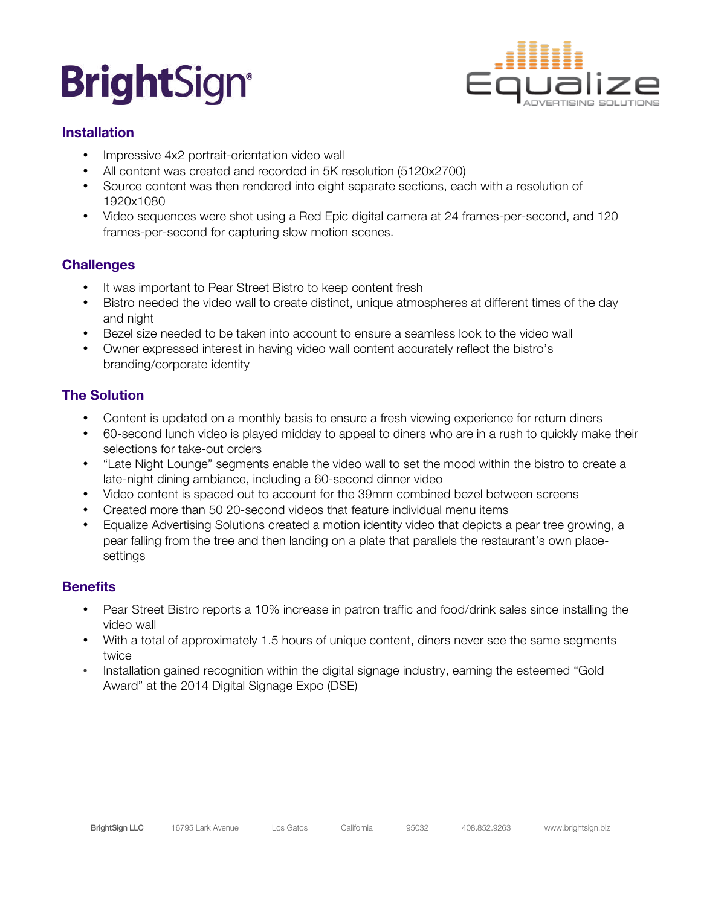## Installation

- Impressive 4x2 portrait-orientation video wall
- All content was created and recorded in 5K resolution (5120x2700)
- Source content was then rendered into eight separate sections, each with a resolution of 1920x1080
- Video sequences were shot using a Red Epic digital camera at 24 frames-per-second, and 120 frames-per-second for capturing slow motion scenes.

## Challenges

- It was important to Pear Street Bistro to keep content fresh
- Bistro needed the video wall to create distinct, unique atmospheres at different times of the day and night
- Bezel size needed to be taken into account to ensure a seamless look to the video wall
- Owner expressed interest in having video wall content accurately reflect the bistro's branding/corporate identity

## The Solution

- Content is updated on a monthly basis to ensure a fresh viewing experience for return diners
- 60-second lunch video is played midday to appeal to diners who are in a rush to quickly make their selections for take-out orders
- "Late Night Lounge" segments enable the video wall to set the mood within the bistro to create a late-night dining ambiance, including a 60-second dinner video
- Video content is spaced out to account for the 39mm combined bezel between screens
- Created more than 50 20-second videos that feature individual menu items
- Equalize Advertising Solutions created a motion identity video that depicts a pear tree growing, a pear falling from the tree and then landing on a plate that parallels the restaurant's own place-settings

## Benefits

- Pear Street Bistro reports a 10% increase in patron traffic and food/drink sales since installing the video wall
- With a total of approximately 1.5 hours of unique content, diners never see the same segments twice
- Installation gained recognition within the digital signage industry, earning the esteemed "Gold Award" at the 2014 Digital Signage Expo (DSE)